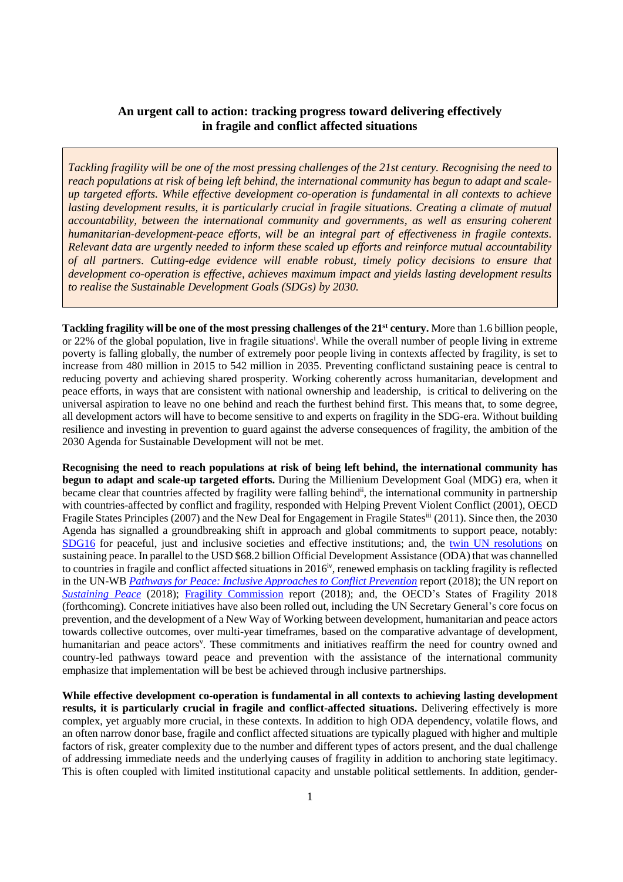# An urgent call to action: tracking progress toward delivering effectively in fragile and conflict affected situations

*Tackling fragility will be one of the most pressing challenges of the 21st century. Recognising the need to reach populations at risk of being left behind, the international community has begun to adapt and scale-up targeted efforts. While effective development co-operation is fundamental in all contexts to achieve lasting development results, it is particularly crucial in fragile situations. Creating a climate of mutual accountability, between the international community and governments, as well as ensuring coherent humanitarian-development-peace efforts, will be an integral part of effectiveness in fragile contexts. Relevant data are urgently needed to inform these scaled up efforts and reinforce mutual accountability of all partners. Cutting-edge evidence will enable robust, timely policy decisions to ensure that development co-operation is effective, achieves maximum impact and yields lasting development results to realise the Sustainable Development Goals (SDGs) by 2030.*

**Tackling fragility will be one of the most pressing challenges of the 21st century.** More than 1.6 billion people, or 22% of the global population, live in fragile situations[i]. While the overall number of people living in extreme poverty is falling globally, the number of extremely poor people living in contexts affected by fragility, is set to increase from 480 million in 2015 to 542 million in 2035. Preventing conflictand sustaining peace is central to reducing poverty and achieving shared prosperity. Working coherently across humanitarian, development and peace efforts, in ways that are consistent with national ownership and leadership, is critical to delivering on the universal aspiration to leave no one behind and reach the furthest behind first. This means that, to some degree, all development actors will have to become sensitive to and experts on fragility in the SDG-era. Without building resilience and investing in prevention to guard against the adverse consequences of fragility, the ambition of the 2030 Agenda for Sustainable Development will not be met.

**Recognising the need to reach populations at risk of being left behind, the international community has begun to adapt and scale-up targeted efforts.** During the Millienium Development Goal (MDG) era, when it became clear that countries affected by fragility were falling behind[ii], the international community in partnership with countries-affected by conflict and fragility, responded with Helping Prevent Violent Conflict (2001), OECD Fragile States Principles (2007) and the New Deal for Engagement in Fragile States[iii] (2011). Since then, the 2030 Agenda has signalled a groundbreaking shift in approach and global commitments to support peace, notably: SDG16 for peaceful, just and inclusive societies and effective institutions; and, the twin UN resolutions on sustaining peace. In parallel to the USD $68.2 billion Official Development Assistance (ODA) that was channelled to countries in fragile and conflict affected situations in 2016[iv], renewed emphasis on tackling fragility is reflected in the UN-WB *Pathways for Peace: Inclusive Approaches to Conflict Prevention* report (2018); the UN report on *Sustaining Peace* (2018); Fragility Commission report (2018); and, the OECD's States of Fragility 2018 (forthcoming). Concrete initiatives have also been rolled out, including the UN Secretary General's core focus on prevention, and the development of a New Way of Working between development, humanitarian and peace actors towards collective outcomes, over multi-year timeframes, based on the comparative advantage of development, humanitarian and peace actors[v]. These commitments and initiatives reaffirm the need for country owned and country-led pathways toward peace and prevention with the assistance of the international community emphasize that implementation will be best be achieved through inclusive partnerships.

**While effective development co-operation is fundamental in all contexts to achieving lasting development results, it is particularly crucial in fragile and conflict-affected situations.** Delivering effectively is more complex, yet arguably more crucial, in these contexts. In addition to high ODA dependency, volatile flows, and an often narrow donor base, fragile and conflict affected situations are typically plagued with higher and multiple factors of risk, greater complexity due to the number and different types of actors present, and the dual challenge of addressing immediate needs and the underlying causes of fragility in addition to anchoring state legitimacy. This is often coupled with limited institutional capacity and unstable political settlements. In addition, gender-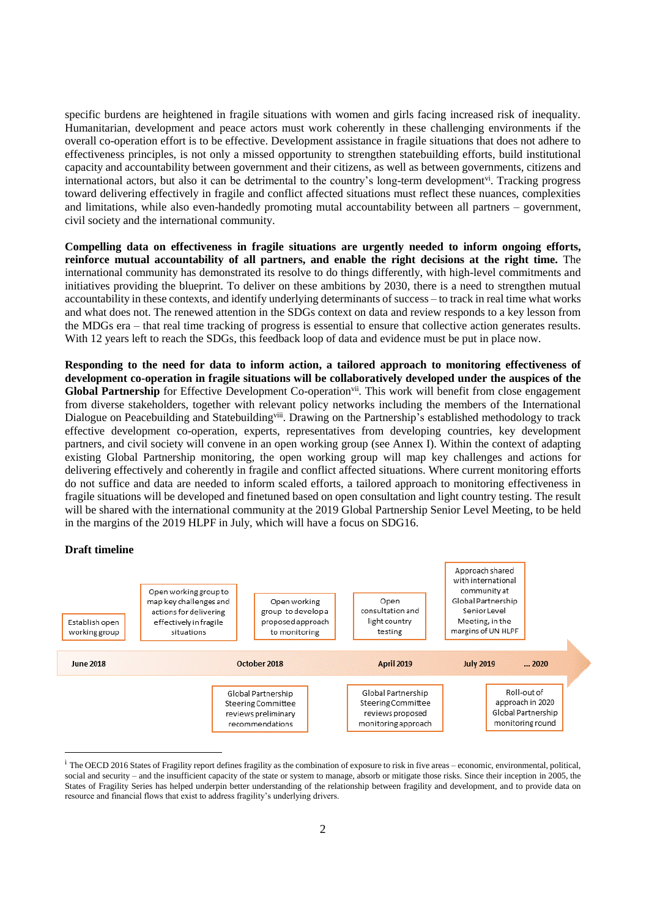specific burdens are heightened in fragile situations with women and girls facing increased risk of inequality. Humanitarian, development and peace actors must work coherently in these challenging environments if the overall co-operation effort is to be effective. Development assistance in fragile situations that does not adhere to effectiveness principles, is not only a missed opportunity to strengthen statebuilding efforts, build institutional capacity and accountability between government and their citizens, as well as between governments, citizens and international actors, but also it can be detrimental to the country's long-term development[vi]. Tracking progress toward delivering effectively in fragile and conflict affected situations must reflect these nuances, complexities and limitations, while also even-handedly promoting mutual accountability between all partners – government, civil society and the international community.

**Compelling data on effectiveness in fragile situations are urgently needed to inform ongoing efforts, reinforce mutual accountability of all partners, and enable the right decisions at the right time.** The international community has demonstrated its resolve to do things differently, with high-level commitments and initiatives providing the blueprint. To deliver on these ambitions by 2030, there is a need to strengthen mutual accountability in these contexts, and identify underlying determinants of success – to track in real time what works and what does not. The renewed attention in the SDGs context on data and review responds to a key lesson from the MDGs era – that real time tracking of progress is essential to ensure that collective action generates results. With 12 years left to reach the SDGs, this feedback loop of data and evidence must be put in place now.

**Responding to the need for data to inform action, a tailored approach to monitoring effectiveness of development co-operation in fragile situations will be collaboratively developed under the auspices of the Global Partnership** for Effective Development Co-operation[vii]. This work will benefit from close engagement from diverse stakeholders, together with relevant policy networks including the members of the International Dialogue on Peacebuilding and Statebuilding[viii]. Drawing on the Partnership's established methodology to track effective development co-operation, experts, representatives from developing countries, key development partners, and civil society will convene in an open working group (see Annex I). Within the context of adapting existing Global Partnership monitoring, the open working group will map key challenges and actions for delivering effectively and coherently in fragile and conflict affected situations. Where current monitoring efforts do not suffice and data are needed to inform scaled efforts, a tailored approach to monitoring effectiveness in fragile situations will be developed and finetuned based on open consultation and light country testing. The result will be shared with the international community at the 2019 Global Partnership Senior Level Meeting, to be held in the margins of the 2019 HLPF in July, which will have a focus on SDG16.

**Draft timeline**

June 2018
Establish open working group

Open working group to map key challenges and actions for delivering effectively in fragile situations

October 2018
Global Partnership Steering Committee reviews preliminary recommendations

Open working group to develop a proposed approach to monitoring

April 2019
Open consultation and light country testing

Global Partnership Steering Committee reviews proposed monitoring approach

July 2019
Approach shared with international community at Global Partnership Senior Level Meeting, in the margins of UN HLPF

... 2020
Roll-out of approach in 2020 Global Partnership monitoring round

---

[i] The OECD 2016 States of Fragility report defines fragility as the combination of exposure to risk in five areas – economic, environmental, political, social and security – and the insufficient capacity of the state or system to manage, absorb or mitigate those risks. Since their inception in 2005, the States of Fragility Series has helped underpin better understanding of the relationship between fragility and development, and to provide data on resource and financial flows that exist to address fragility's underlying drivers.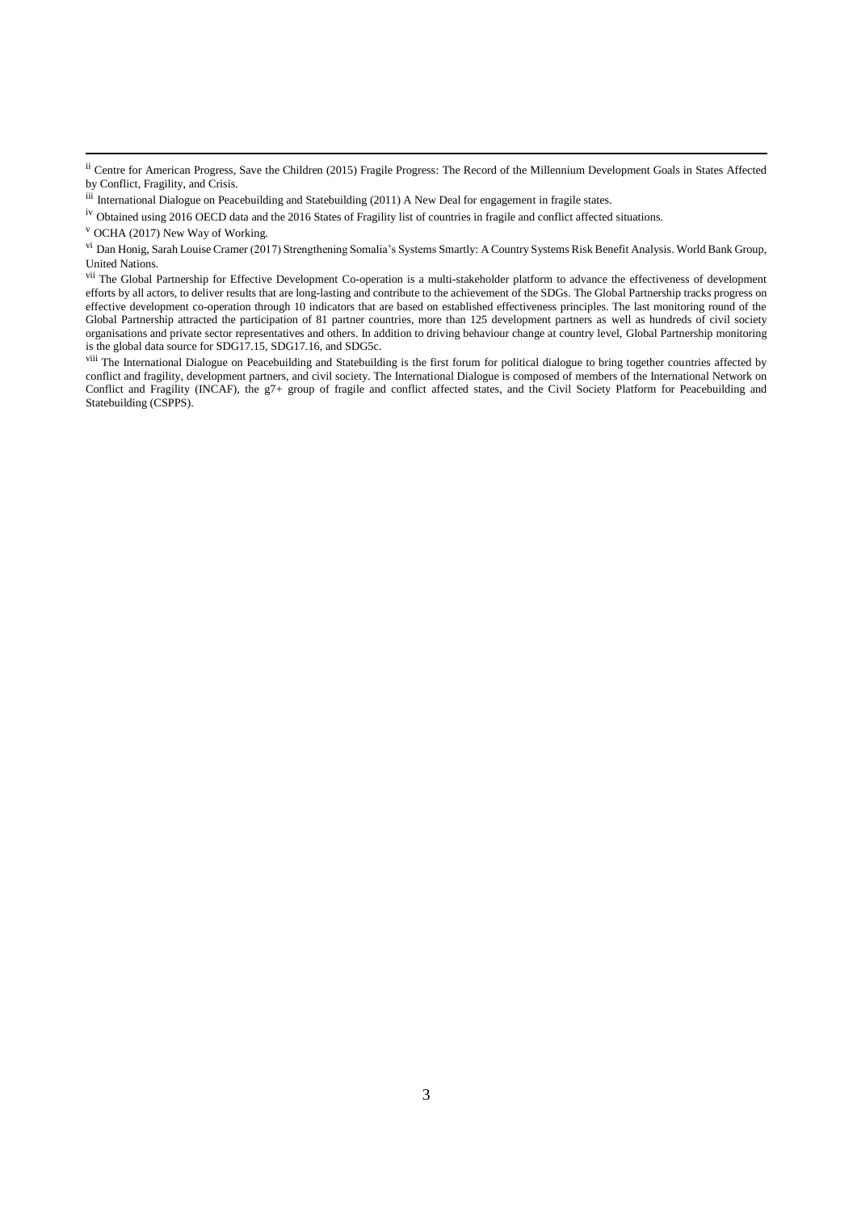[ii] Centre for American Progress, Save the Children (2015) Fragile Progress: The Record of the Millennium Development Goals in States Affected by Conflict, Fragility, and Crisis.

[iii] International Dialogue on Peacebuilding and Statebuilding (2011) A New Deal for engagement in fragile states.

[iv] Obtained using 2016 OECD data and the 2016 States of Fragility list of countries in fragile and conflict affected situations.

[v] OCHA (2017) New Way of Working.

[vi] Dan Honig, Sarah Louise Cramer (2017) Strengthening Somalia's Systems Smartly: A Country Systems Risk Benefit Analysis. World Bank Group, United Nations.

[vii] The Global Partnership for Effective Development Co-operation is a multi-stakeholder platform to advance the effectiveness of development efforts by all actors, to deliver results that are long-lasting and contribute to the achievement of the SDGs. The Global Partnership tracks progress on effective development co-operation through 10 indicators that are based on established effectiveness principles. The last monitoring round of the Global Partnership attracted the participation of 81 partner countries, more than 125 development partners as well as hundreds of civil society organisations and private sector representatives and others. In addition to driving behaviour change at country level, Global Partnership monitoring is the global data source for SDG17.15, SDG17.16, and SDG5c.

[viii] The International Dialogue on Peacebuilding and Statebuilding is the first forum for political dialogue to bring together countries affected by conflict and fragility, development partners, and civil society. The International Dialogue is composed of members of the International Network on Conflict and Fragility (INCAF), the g7+ group of fragile and conflict affected states, and the Civil Society Platform for Peacebuilding and Statebuilding (CSPPS).